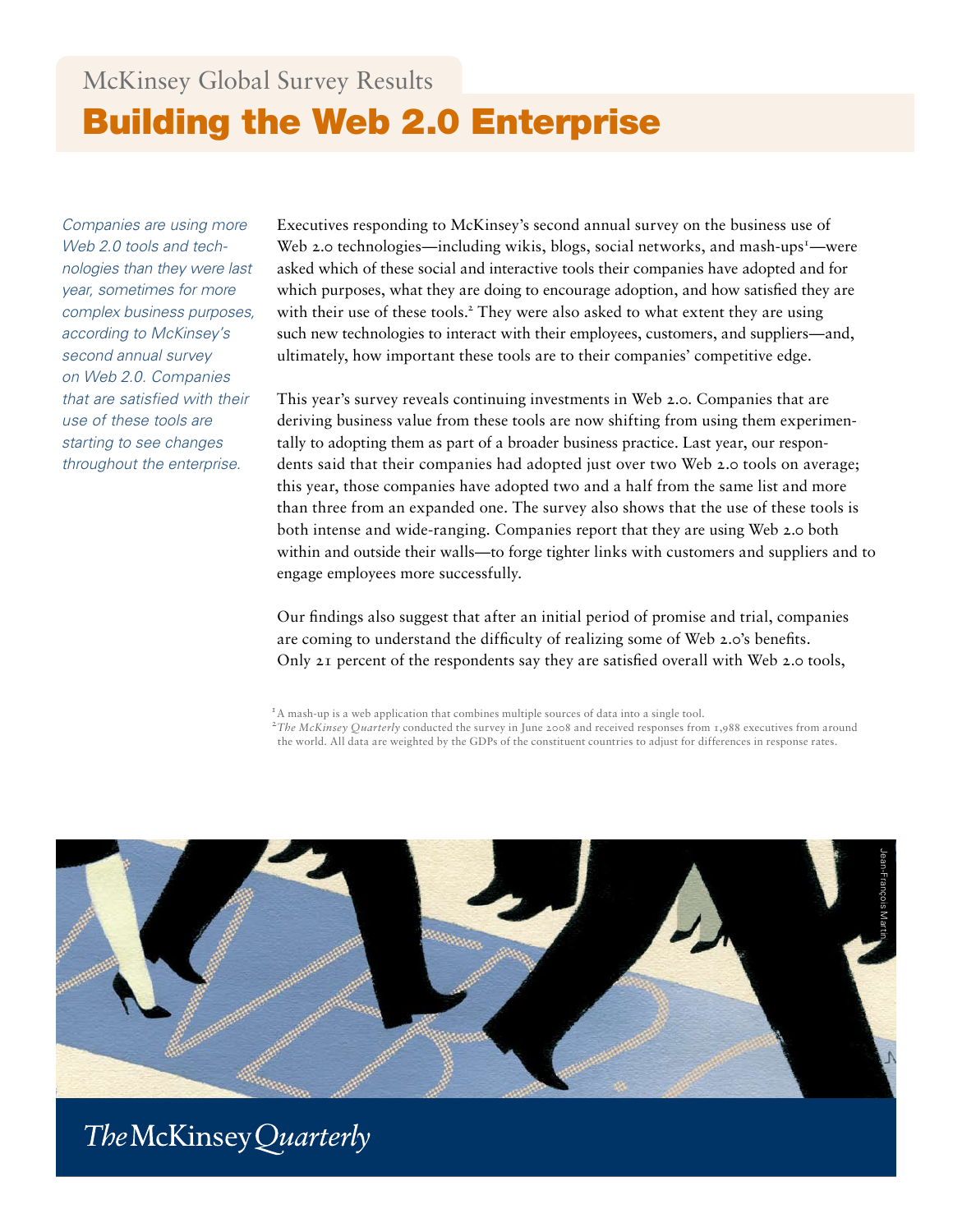McKinsey Global Survey Results

# Building the Web 2.0 Enterprise

*Companies are using more Web 2.0 tools and technologies than they were last year, sometimes for more complex business purposes, according to McKinsey's second annual survey on Web 2.0. Companies that are satisfied with their use of these tools are starting to see changes throughout the enterprise.*

Executives responding to McKinsey's second annual survey on the business use of Web 2.0 technologies—including wikis, blogs, social networks, and mash-ups[1]—were asked which of these social and interactive tools their companies have adopted and for which purposes, what they are doing to encourage adoption, and how satisfied they are with their use of these tools.[2] They were also asked to what extent they are using such new technologies to interact with their employees, customers, and suppliers—and, ultimately, how important these tools are to their companies' competitive edge.

This year's survey reveals continuing investments in Web 2.0. Companies that are deriving business value from these tools are now shifting from using them experimentally to adopting them as part of a broader business practice. Last year, our respondents said that their companies had adopted just over two Web 2.0 tools on average; this year, those companies have adopted two and a half from the same list and more than three from an expanded one. The survey also shows that the use of these tools is both intense and wide-ranging. Companies report that they are using Web 2.0 both within and outside their walls—to forge tighter links with customers and suppliers and to engage employees more successfully.

Our findings also suggest that after an initial period of promise and trial, companies are coming to understand the difficulty of realizing some of Web 2.0's benefits. Only 21 percent of the respondents say they are satisfied overall with Web 2.0 tools,

[1] A mash-up is a web application that combines multiple sources of data into a single tool.

[2] *The McKinsey Quarterly* conducted the survey in June 2008 and received responses from 1,988 executives from around the world. All data are weighted by the GDPs of the constituent countries to adjust for differences in response rates.

Jean-François Martin

*The* McKinsey *Quarterly*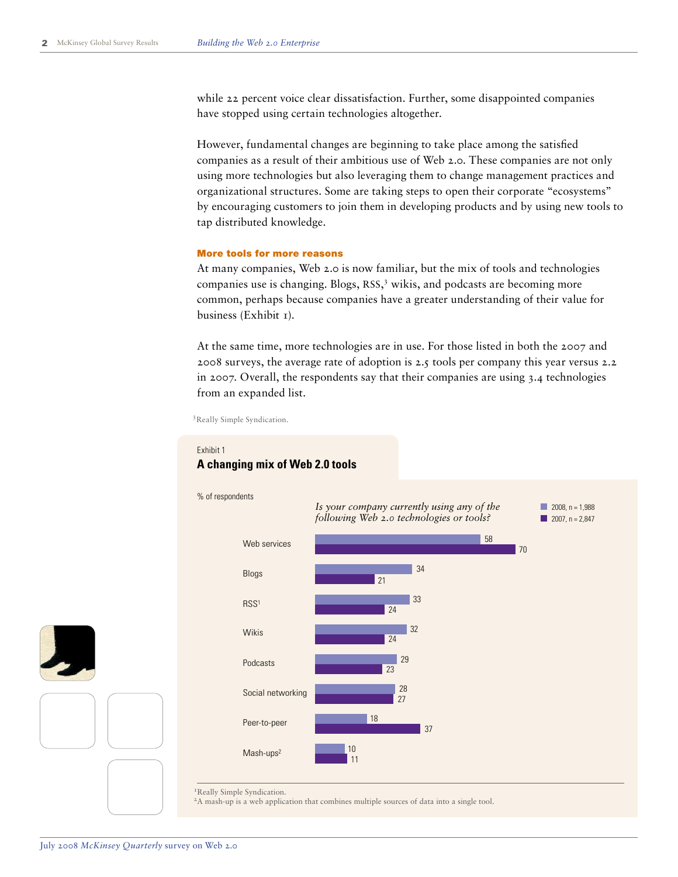while 22 percent voice clear dissatisfaction. Further, some disappointed companies have stopped using certain technologies altogether.

However, fundamental changes are beginning to take place among the satisfied companies as a result of their ambitious use of Web 2.0. These companies are not only using more technologies but also leveraging them to change management practices and organizational structures. Some are taking steps to open their corporate "ecosystems" by encouraging customers to join them in developing products and by using new tools to tap distributed knowledge.

### More tools for more reasons

At many companies, Web 2.0 is now familiar, but the mix of tools and technologies companies use is changing. Blogs, RSS,[3] wikis, and podcasts are becoming more common, perhaps because companies have a greater understanding of their value for business (Exhibit 1).

At the same time, more technologies are in use. For those listed in both the 2007 and 2008 surveys, the average rate of adoption is 2.5 tools per company this year versus 2.2 in 2007. Overall, the respondents say that their companies are using 3.4 technologies from an expanded list.

[3]Really Simple Syndication.

Exhibit 1

**A changing mix of Web 2.0 tools**

% of respondents

*Is your company currently using any of the following Web 2.0 technologies or tools?*

| | 2008, n = 1,988 | 2007, n = 2,847 |
|---|---|---|
| Web services | 58 | 70 |
| Blogs | 34 | 21 |
| RSS[1] | 33 | 24 |
| Wikis | 32 | 24 |
| Podcasts | 29 | 23 |
| Social networking | 28 | 27 |
| Peer-to-peer | 18 | 37 |
| Mash-ups[2] | 10 | 11 |

[1]Really Simple Syndication.
[2]A mash-up is a web application that combines multiple sources of data into a single tool.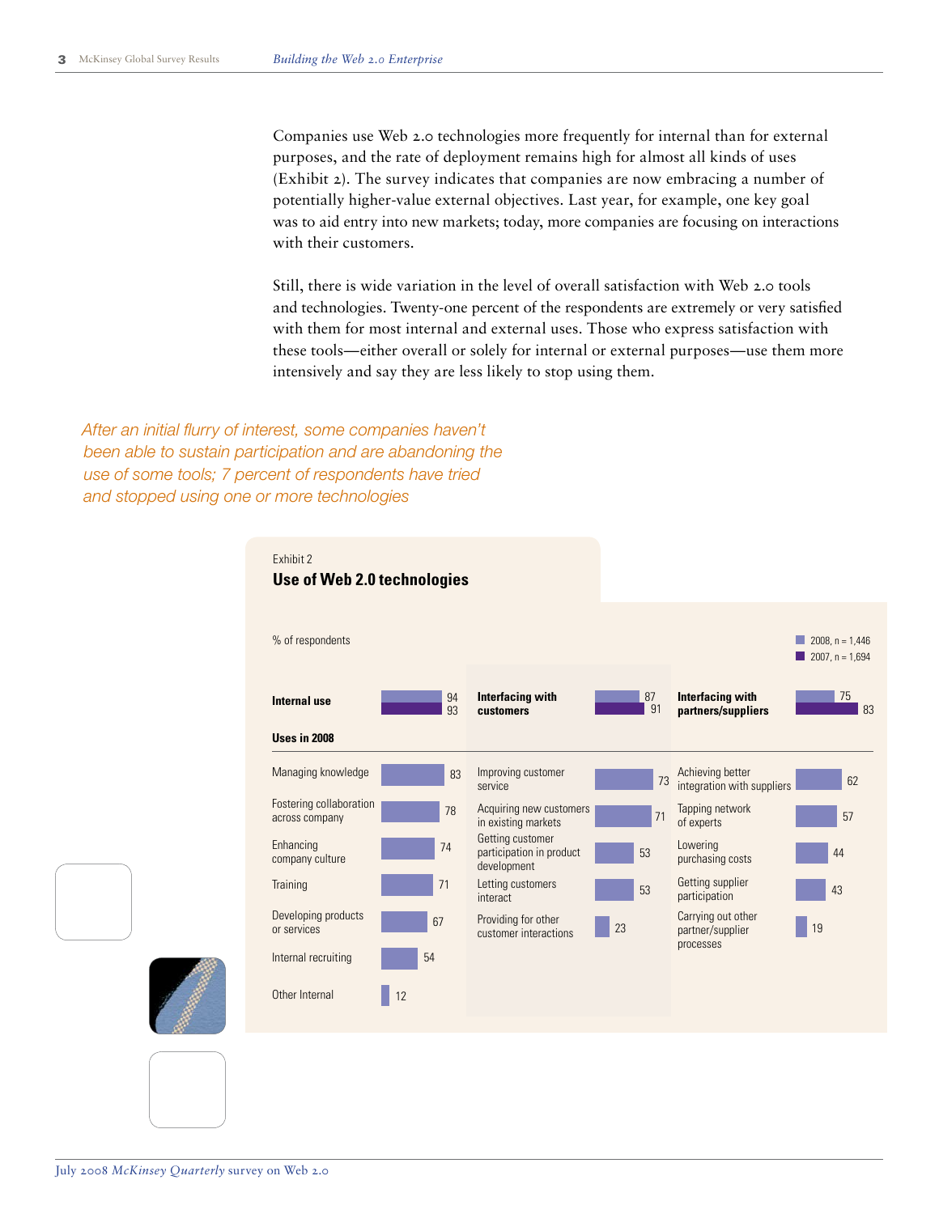Companies use Web 2.0 technologies more frequently for internal than for external purposes, and the rate of deployment remains high for almost all kinds of uses (Exhibit 2). The survey indicates that companies are now embracing a number of potentially higher-value external objectives. Last year, for example, one key goal was to aid entry into new markets; today, more companies are focusing on interactions with their customers.

Still, there is wide variation in the level of overall satisfaction with Web 2.0 tools and technologies. Twenty-one percent of the respondents are extremely or very satisfied with them for most internal and external uses. Those who express satisfaction with these tools—either overall or solely for internal or external purposes—use them more intensively and say they are less likely to stop using them.

*After an initial flurry of interest, some companies haven't been able to sustain participation and are abandoning the use of some tools; 7 percent of respondents have tried and stopped using one or more technologies*

Exhibit 2

**Use of Web 2.0 technologies**

% of respondents

2008, n = 1,446; 2007, n = 1,694

| Category | 2008 | 2007 |
|---|---|---|
| **Internal use** | 94 | 93 |
| **Interfacing with customers** | 87 | 91 |
| **Interfacing with partners/suppliers** | 75 | 83 |

**Uses in 2008**

| Internal use | % | Interfacing with customers | % | Interfacing with partners/suppliers | % |
|---|---|---|---|---|---|
| Managing knowledge | 83 | Improving customer service | 73 | Achieving better integration with suppliers | 62 |
| Fostering collaboration across company | 78 | Acquiring new customers in existing markets | 71 | Tapping network of experts | 57 |
| Enhancing company culture | 74 | Getting customer participation in product development | 53 | Lowering purchasing costs | 44 |
| Training | 71 | Letting customers interact | 53 | Getting supplier participation | 43 |
| Developing products or services | 67 | Providing for other customer interactions | 23 | Carrying out other partner/supplier processes | 19 |
| Internal recruiting | 54 | | | | |
| Other Internal | 12 | | | | |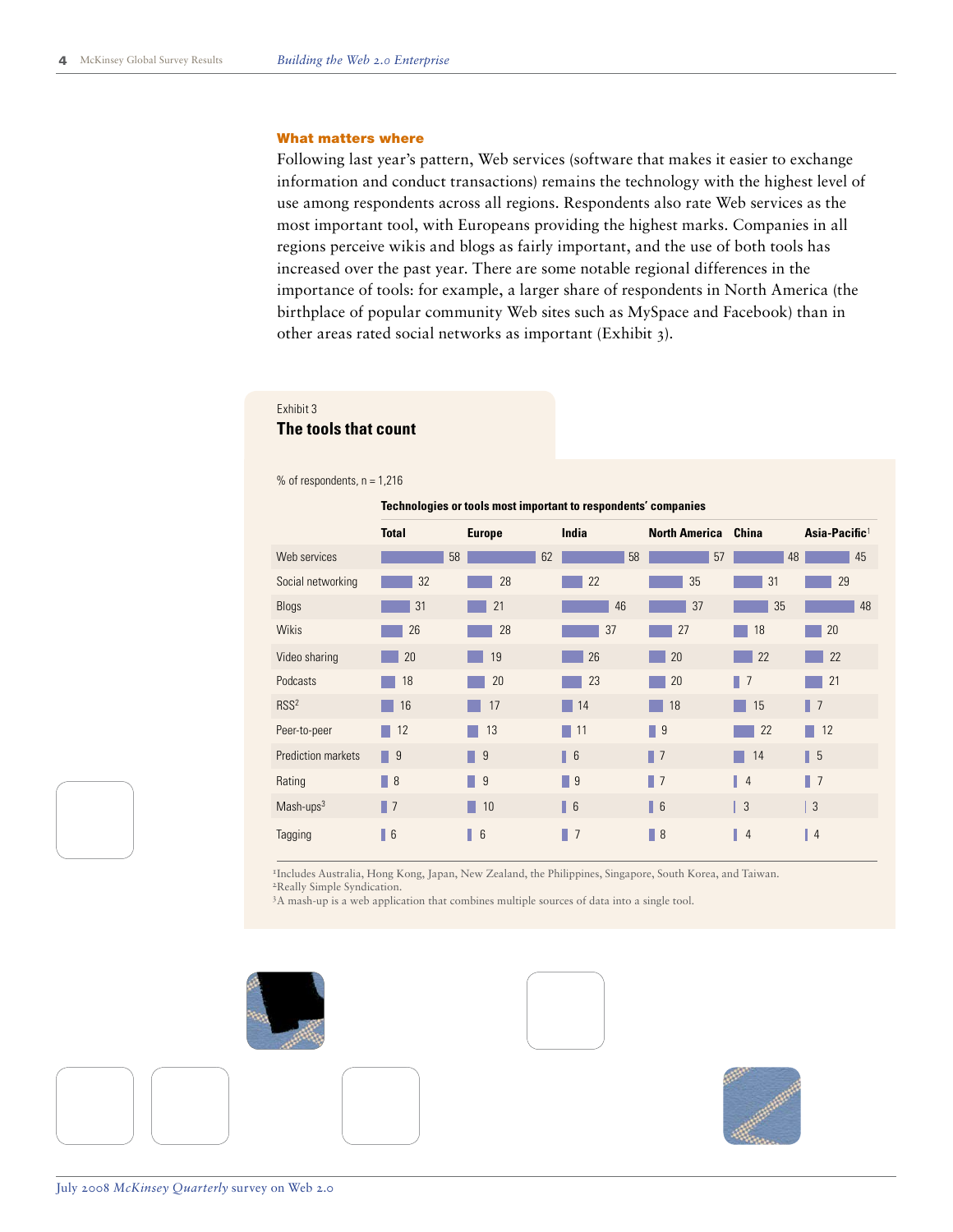### What matters where

Following last year's pattern, Web services (software that makes it easier to exchange information and conduct transactions) remains the technology with the highest level of use among respondents across all regions. Respondents also rate Web services as the most important tool, with Europeans providing the highest marks. Companies in all regions perceive wikis and blogs as fairly important, and the use of both tools has increased over the past year. There are some notable regional differences in the importance of tools: for example, a larger share of respondents in North America (the birthplace of popular community Web sites such as MySpace and Facebook) than in other areas rated social networks as important (Exhibit 3).

Exhibit 3

**The tools that count**

% of respondents, n = 1,216

**Technologies or tools most important to respondents' companies**

| | Total | Europe | India | North America | China | Asia-Pacific[1] |
|---|---|---|---|---|---|---|
| Web services | 58 | 62 | 58 | 57 | 48 | 45 |
| Social networking | 32 | 28 | 22 | 35 | 31 | 29 |
| Blogs | 31 | 21 | 46 | 37 | 35 | 48 |
| Wikis | 26 | 28 | 37 | 27 | 18 | 20 |
| Video sharing | 20 | 19 | 26 | 20 | 22 | 22 |
| Podcasts | 18 | 20 | 23 | 20 | 7 | 21 |
| RSS[2] | 16 | 17 | 14 | 18 | 15 | 7 |
| Peer-to-peer | 12 | 13 | 11 | 9 | 22 | 12 |
| Prediction markets | 9 | 9 | 6 | 7 | 14 | 5 |
| Rating | 8 | 9 | 9 | 7 | 4 | 7 |
| Mash-ups[3] | 7 | 10 | 6 | 6 | 3 | 3 |
| Tagging | 6 | 6 | 7 | 8 | 4 | 4 |

[1]Includes Australia, Hong Kong, Japan, New Zealand, the Philippines, Singapore, South Korea, and Taiwan.
[2]Really Simple Syndication.
[3]A mash-up is a web application that combines multiple sources of data into a single tool.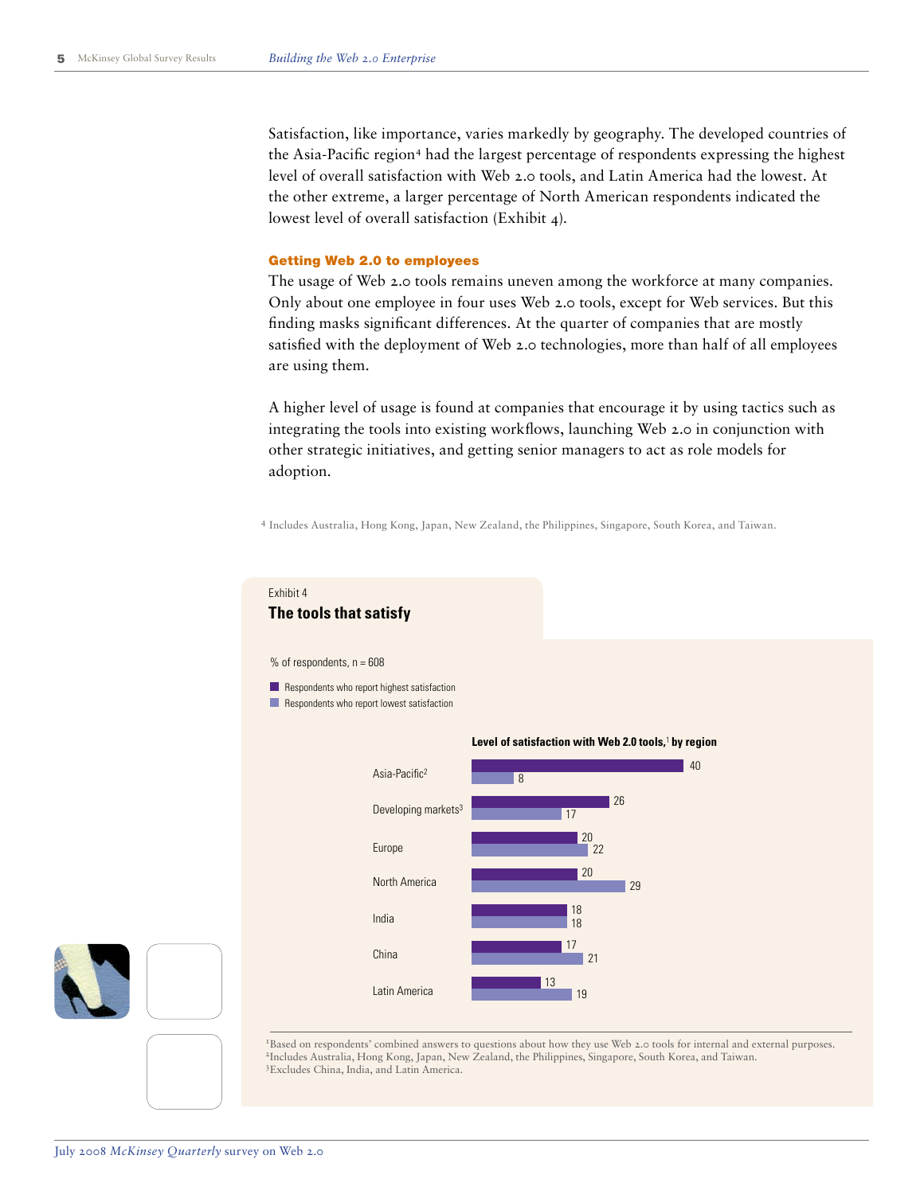Satisfaction, like importance, varies markedly by geography. The developed countries of the Asia-Pacific region[4] had the largest percentage of respondents expressing the highest level of overall satisfaction with Web 2.0 tools, and Latin America had the lowest. At the other extreme, a larger percentage of North American respondents indicated the lowest level of overall satisfaction (Exhibit 4).

### Getting Web 2.0 to employees

The usage of Web 2.0 tools remains uneven among the workforce at many companies. Only about one employee in four uses Web 2.0 tools, except for Web services. But this finding masks significant differences. At the quarter of companies that are mostly satisfied with the deployment of Web 2.0 technologies, more than half of all employees are using them.

A higher level of usage is found at companies that encourage it by using tactics such as integrating the tools into existing workflows, launching Web 2.0 in conjunction with other strategic initiatives, and getting senior managers to act as role models for adoption.

[4] Includes Australia, Hong Kong, Japan, New Zealand, the Philippines, Singapore, South Korea, and Taiwan.

Exhibit 4

**The tools that satisfy**

% of respondents, n = 608

**Level of satisfaction with Web 2.0 tools,[1] by region**

| Region | Respondents who report highest satisfaction | Respondents who report lowest satisfaction |
|---|---|---|
| Asia-Pacific[2] | 40 | 8 |
| Developing markets[3] | 26 | 17 |
| Europe | 20 | 22 |
| North America | 20 | 29 |
| India | 18 | 18 |
| China | 17 | 21 |
| Latin America | 13 | 19 |

[1] Based on respondents' combined answers to questions about how they use Web 2.0 tools for internal and external purposes.
[2] Includes Australia, Hong Kong, Japan, New Zealand, the Philippines, Singapore, South Korea, and Taiwan.
[3] Excludes China, India, and Latin America.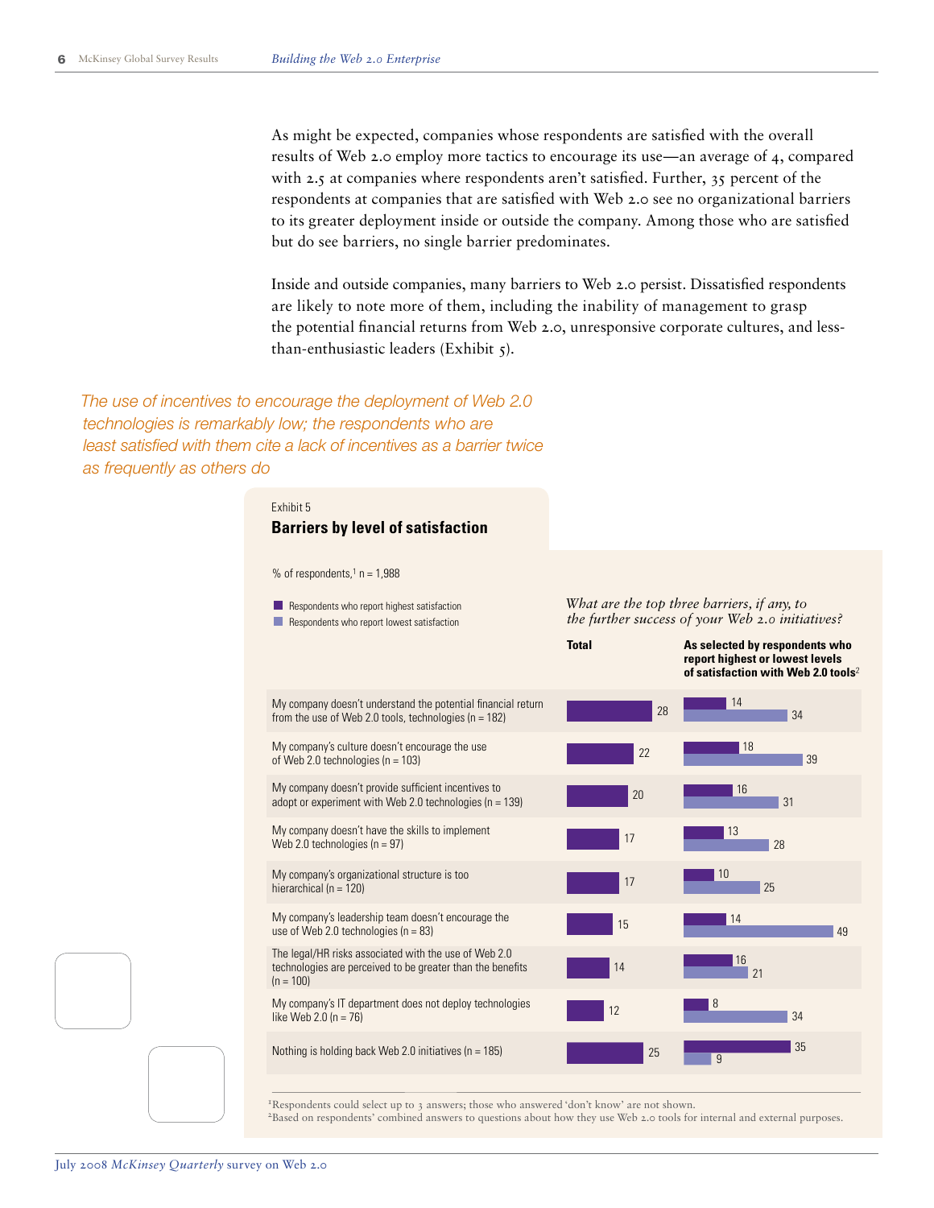As might be expected, companies whose respondents are satisfied with the overall results of Web 2.0 employ more tactics to encourage its use—an average of 4, compared with 2.5 at companies where respondents aren't satisfied. Further, 35 percent of the respondents at companies that are satisfied with Web 2.0 see no organizational barriers to its greater deployment inside or outside the company. Among those who are satisfied but do see barriers, no single barrier predominates.

Inside and outside companies, many barriers to Web 2.0 persist. Dissatisfied respondents are likely to note more of them, including the inability of management to grasp the potential financial returns from Web 2.0, unresponsive corporate cultures, and less-than-enthusiastic leaders (Exhibit 5).

*The use of incentives to encourage the deployment of Web 2.0 technologies is remarkably low; the respondents who are least satisfied with them cite a lack of incentives as a barrier twice as frequently as others do*

Exhibit 5

**Barriers by level of satisfaction**

% of respondents,[1] n = 1,988

*What are the top three barriers, if any, to the further success of your Web 2.0 initiatives?*

| Barrier | Total | Respondents who report highest satisfaction[2] | Respondents who report lowest satisfaction[2] |
|---|---|---|---|
| My company doesn't understand the potential financial return from the use of Web 2.0 tools, technologies (n = 182) | 28 | 14 | 34 |
| My company's culture doesn't encourage the use of Web 2.0 technologies (n = 103) | 22 | 18 | 39 |
| My company doesn't provide sufficient incentives to adopt or experiment with Web 2.0 technologies (n = 139) | 20 | 16 | 31 |
| My company doesn't have the skills to implement Web 2.0 technologies (n = 97) | 17 | 13 | 28 |
| My company's organizational structure is too hierarchical (n = 120) | 17 | 10 | 25 |
| My company's leadership team doesn't encourage the use of Web 2.0 technologies (n = 83) | 15 | 14 | 49 |
| The legal/HR risks associated with the use of Web 2.0 technologies are perceived to be greater than the benefits (n = 100) | 14 | 16 | 21 |
| My company's IT department does not deploy technologies like Web 2.0 (n = 76) | 12 | 8 | 34 |
| Nothing is holding back Web 2.0 initiatives (n = 185) | 25 | 35 | 9 |

[1]Respondents could select up to 3 answers; those who answered 'don't know' are not shown.
[2]Based on respondents' combined answers to questions about how they use Web 2.0 tools for internal and external purposes.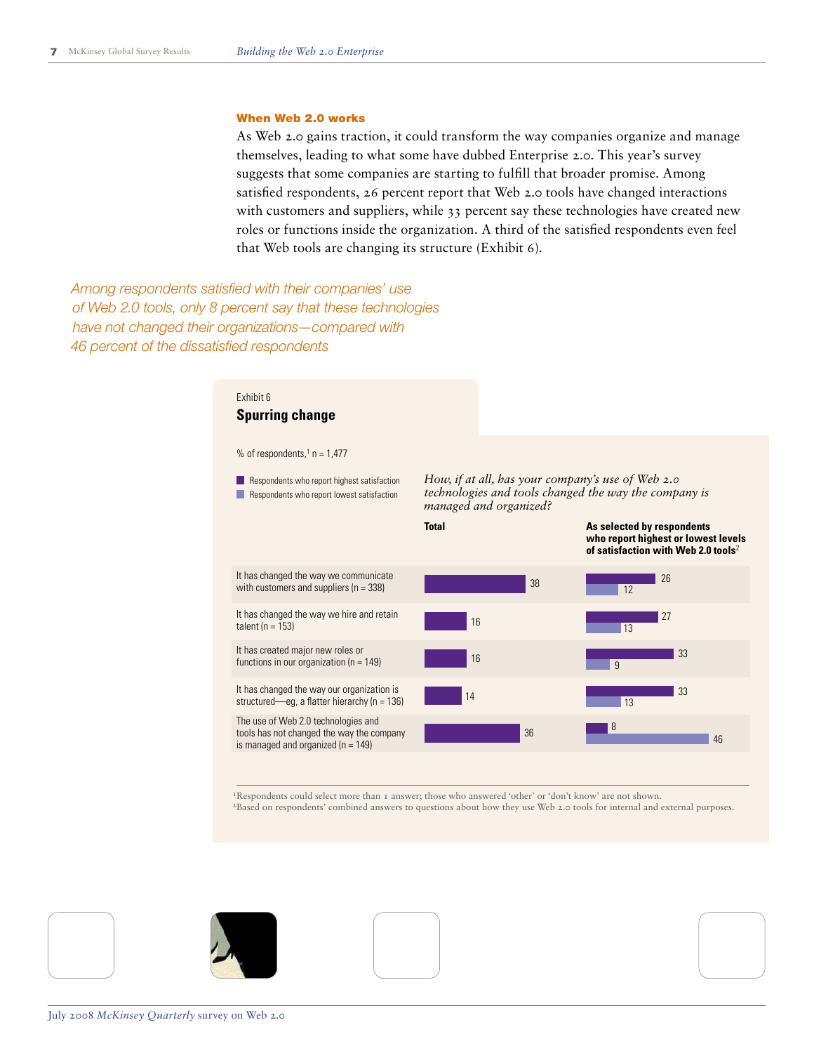### When Web 2.0 works

As Web 2.0 gains traction, it could transform the way companies organize and manage themselves, leading to what some have dubbed Enterprise 2.0. This year's survey suggests that some companies are starting to fulfill that broader promise. Among satisfied respondents, 26 percent report that Web 2.0 tools have changed interactions with customers and suppliers, while 33 percent say these technologies have created new roles or functions inside the organization. A third of the satisfied respondents even feel that Web tools are changing its structure (Exhibit 6).

*Among respondents satisfied with their companies' use of Web 2.0 tools, only 8 percent say that these technologies have not changed their organizations—compared with 46 percent of the dissatisfied respondents*

Exhibit 6

**Spurring change**

% of respondents,[1] n = 1,477

*How, if at all, has your company's use of Web 2.0 technologies and tools changed the way the company is managed and organized?*

| | Total | Respondents who report highest satisfaction[2] | Respondents who report lowest satisfaction[2] |
|---|---|---|---|
| It has changed the way we communicate with customers and suppliers (n = 338) | 38 | 26 | 12 |
| It has changed the way we hire and retain talent (n = 153) | 16 | 27 | 13 |
| It has created major new roles or functions in our organization (n = 149) | 16 | 33 | 9 |
| It has changed the way our organization is structured—eg, a flatter hierarchy (n = 136) | 14 | 33 | 13 |
| The use of Web 2.0 technologies and tools has not changed the way the company is managed and organized (n = 149) | 36 | 8 | 46 |

[1]Respondents could select more than 1 answer; those who answered 'other' or 'don't know' are not shown.
[2]Based on respondents' combined answers to questions about how they use Web 2.0 tools for internal and external purposes.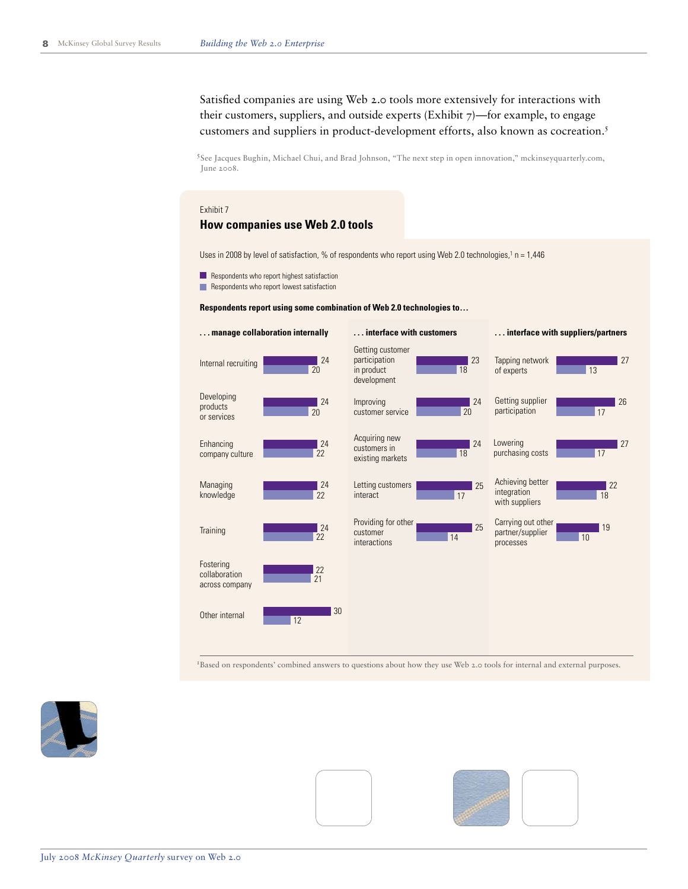Satisfied companies are using Web 2.0 tools more extensively for interactions with their customers, suppliers, and outside experts (Exhibit 7)—for example, to engage customers and suppliers in product-development efforts, also known as cocreation.[5]

[5]See Jacques Bughin, Michael Chui, and Brad Johnson, "The next step in open innovation," mckinseyquarterly.com, June 2008.

Exhibit 7

**How companies use Web 2.0 tools**

Uses in 2008 by level of satisfaction, % of respondents who report using Web 2.0 technologies,[1] n = 1,446

- Respondents who report highest satisfaction
- Respondents who report lowest satisfaction

**Respondents report using some combination of Web 2.0 technologies to…**

**. . . manage collaboration internally**

| Use | Highest satisfaction | Lowest satisfaction |
|---|---|---|
| Internal recruiting | 24 | 20 |
| Developing products or services | 24 | 20 |
| Enhancing company culture | 24 | 22 |
| Managing knowledge | 24 | 22 |
| Training | 24 | 22 |
| Fostering collaboration across company | 22 | 21 |
| Other internal | 30 | 12 |

**. . . interface with customers**

| Use | Highest satisfaction | Lowest satisfaction |
|---|---|---|
| Getting customer participation in product development | 23 | 18 |
| Improving customer service | 24 | 20 |
| Acquiring new customers in existing markets | 24 | 18 |
| Letting customers interact | 25 | 17 |
| Providing for other customer interactions | 25 | 14 |

**. . . interface with suppliers/partners**

| Use | Highest satisfaction | Lowest satisfaction |
|---|---|---|
| Tapping network of experts | 27 | 13 |
| Getting supplier participation | 26 | 17 |
| Lowering purchasing costs | 27 | 17 |
| Achieving better integration with suppliers | 22 | 18 |
| Carrying out other partner/supplier processes | 19 | 10 |

[1]Based on respondents' combined answers to questions about how they use Web 2.0 tools for internal and external purposes.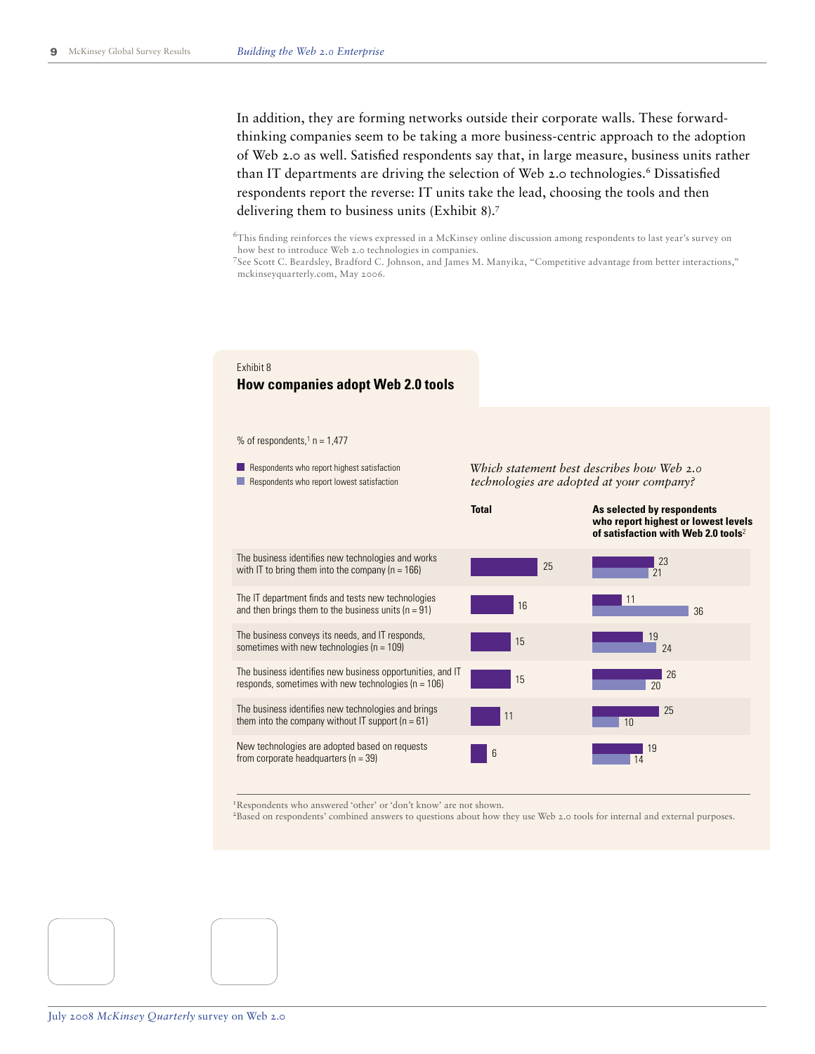In addition, they are forming networks outside their corporate walls. These forward-thinking companies seem to be taking a more business-centric approach to the adoption of Web 2.0 as well. Satisfied respondents say that, in large measure, business units rather than IT departments are driving the selection of Web 2.0 technologies.[6] Dissatisfied respondents report the reverse: IT units take the lead, choosing the tools and then delivering them to business units (Exhibit 8).[7]

[6]This finding reinforces the views expressed in a McKinsey online discussion among respondents to last year's survey on how best to introduce Web 2.0 technologies in companies.
[7]See Scott C. Beardsley, Bradford C. Johnson, and James M. Manyika, "Competitive advantage from better interactions," mckinseyquarterly.com, May 2006.

Exhibit 8

**How companies adopt Web 2.0 tools**

% of respondents,[1] n = 1,477

*Which statement best describes how Web 2.0 technologies are adopted at your company?*

| | Total | Respondents who report highest satisfaction[2] | Respondents who report lowest satisfaction[2] |
|---|---|---|---|
| The business identifies new technologies and works with IT to bring them into the company (n = 166) | 25 | 23 | 21 |
| The IT department finds and tests new technologies and then brings them to the business units (n = 91) | 16 | 11 | 36 |
| The business conveys its needs, and IT responds, sometimes with new technologies (n = 109) | 15 | 19 | 24 |
| The business identifies new business opportunities, and IT responds, sometimes with new technologies (n = 106) | 15 | 26 | 20 |
| The business identifies new technologies and brings them into the company without IT support (n = 61) | 11 | 25 | 10 |
| New technologies are adopted based on requests from corporate headquarters (n = 39) | 6 | 19 | 14 |

[1]Respondents who answered 'other' or 'don't know' are not shown.
[2]Based on respondents' combined answers to questions about how they use Web 2.0 tools for internal and external purposes.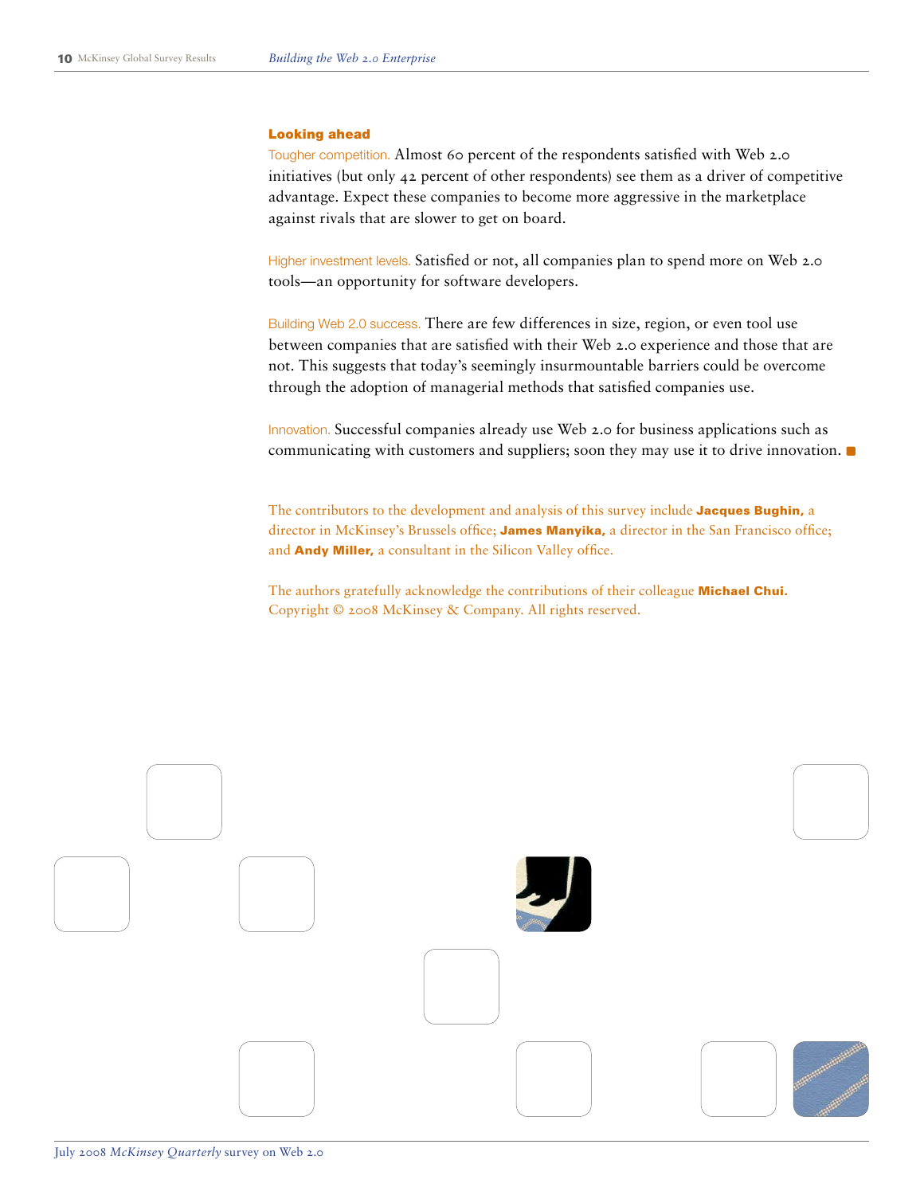### Looking ahead

Tougher competition. Almost 60 percent of the respondents satisfied with Web 2.0 initiatives (but only 42 percent of other respondents) see them as a driver of competitive advantage. Expect these companies to become more aggressive in the marketplace against rivals that are slower to get on board.

Higher investment levels. Satisfied or not, all companies plan to spend more on Web 2.0 tools—an opportunity for software developers.

Building Web 2.0 success. There are few differences in size, region, or even tool use between companies that are satisfied with their Web 2.0 experience and those that are not. This suggests that today's seemingly insurmountable barriers could be overcome through the adoption of managerial methods that satisfied companies use.

Innovation. Successful companies already use Web 2.0 for business applications such as communicating with customers and suppliers; soon they may use it to drive innovation. ■

The contributors to the development and analysis of this survey include **Jacques Bughin,** a director in McKinsey's Brussels office; **James Manyika,** a director in the San Francisco office; and **Andy Miller,** a consultant in the Silicon Valley office.

The authors gratefully acknowledge the contributions of their colleague **Michael Chui.** Copyright © 2008 McKinsey & Company. All rights reserved.